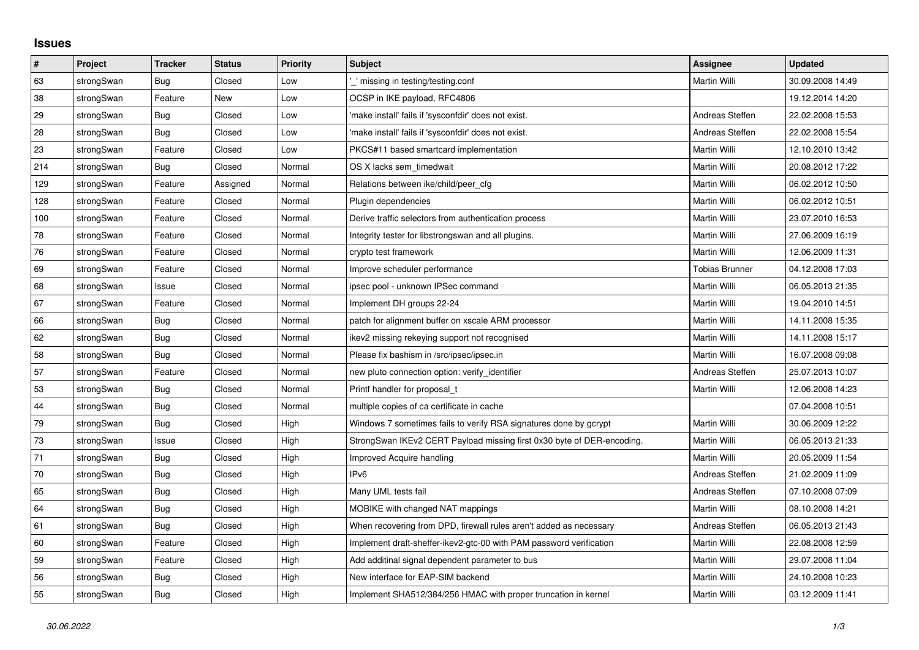## Issues

| # | Project | Tracker | Status | Priority | Subject | Assignee | Updated |
|---|---|---|---|---|---|---|---|
| 63 | strongSwan | Bug | Closed | Low | '_' missing in testing/testing.conf | Martin Willi | 30.09.2008 14:49 |
| 38 | strongSwan | Feature | New | Low | OCSP in IKE payload, RFC4806 | | 19.12.2014 14:20 |
| 29 | strongSwan | Bug | Closed | Low | 'make install' fails if 'sysconfdir' does not exist. | Andreas Steffen | 22.02.2008 15:53 |
| 28 | strongSwan | Bug | Closed | Low | 'make install' fails if 'sysconfdir' does not exist. | Andreas Steffen | 22.02.2008 15:54 |
| 23 | strongSwan | Feature | Closed | Low | PKCS#11 based smartcard implementation | Martin Willi | 12.10.2010 13:42 |
| 214 | strongSwan | Bug | Closed | Normal | OS X lacks sem_timedwait | Martin Willi | 20.08.2012 17:22 |
| 129 | strongSwan | Feature | Assigned | Normal | Relations between ike/child/peer_cfg | Martin Willi | 06.02.2012 10:50 |
| 128 | strongSwan | Feature | Closed | Normal | Plugin dependencies | Martin Willi | 06.02.2012 10:51 |
| 100 | strongSwan | Feature | Closed | Normal | Derive traffic selectors from authentication process | Martin Willi | 23.07.2010 16:53 |
| 78 | strongSwan | Feature | Closed | Normal | Integrity tester for libstrongswan and all plugins. | Martin Willi | 27.06.2009 16:19 |
| 76 | strongSwan | Feature | Closed | Normal | crypto test framework | Martin Willi | 12.06.2009 11:31 |
| 69 | strongSwan | Feature | Closed | Normal | Improve scheduler performance | Tobias Brunner | 04.12.2008 17:03 |
| 68 | strongSwan | Issue | Closed | Normal | ipsec pool - unknown IPSec command | Martin Willi | 06.05.2013 21:35 |
| 67 | strongSwan | Feature | Closed | Normal | Implement DH groups 22-24 | Martin Willi | 19.04.2010 14:51 |
| 66 | strongSwan | Bug | Closed | Normal | patch for alignment buffer on xscale ARM processor | Martin Willi | 14.11.2008 15:35 |
| 62 | strongSwan | Bug | Closed | Normal | ikev2 missing rekeying support not recognised | Martin Willi | 14.11.2008 15:17 |
| 58 | strongSwan | Bug | Closed | Normal | Please fix bashism in /src/ipsec/ipsec.in | Martin Willi | 16.07.2008 09:08 |
| 57 | strongSwan | Feature | Closed | Normal | new pluto connection option: verify_identifier | Andreas Steffen | 25.07.2013 10:07 |
| 53 | strongSwan | Bug | Closed | Normal | Printf handler for proposal_t | Martin Willi | 12.06.2008 14:23 |
| 44 | strongSwan | Bug | Closed | Normal | multiple copies of ca certificate in cache | | 07.04.2008 10:51 |
| 79 | strongSwan | Bug | Closed | High | Windows 7 sometimes fails to verify RSA signatures done by gcrypt | Martin Willi | 30.06.2009 12:22 |
| 73 | strongSwan | Issue | Closed | High | StrongSwan IKEv2 CERT Payload missing first 0x30 byte of DER-encoding. | Martin Willi | 06.05.2013 21:33 |
| 71 | strongSwan | Bug | Closed | High | Improved Acquire handling | Martin Willi | 20.05.2009 11:54 |
| 70 | strongSwan | Bug | Closed | High | IPv6 | Andreas Steffen | 21.02.2009 11:09 |
| 65 | strongSwan | Bug | Closed | High | Many UML tests fail | Andreas Steffen | 07.10.2008 07:09 |
| 64 | strongSwan | Bug | Closed | High | MOBIKE with changed NAT mappings | Martin Willi | 08.10.2008 14:21 |
| 61 | strongSwan | Bug | Closed | High | When recovering from DPD, firewall rules aren't added as necessary | Andreas Steffen | 06.05.2013 21:43 |
| 60 | strongSwan | Feature | Closed | High | Implement draft-sheffer-ikev2-gtc-00 with PAM password verification | Martin Willi | 22.08.2008 12:59 |
| 59 | strongSwan | Feature | Closed | High | Add additinal signal dependent parameter to bus | Martin Willi | 29.07.2008 11:04 |
| 56 | strongSwan | Bug | Closed | High | New interface for EAP-SIM backend | Martin Willi | 24.10.2008 10:23 |
| 55 | strongSwan | Bug | Closed | High | Implement SHA512/384/256 HMAC with proper truncation in kernel | Martin Willi | 03.12.2009 11:41 |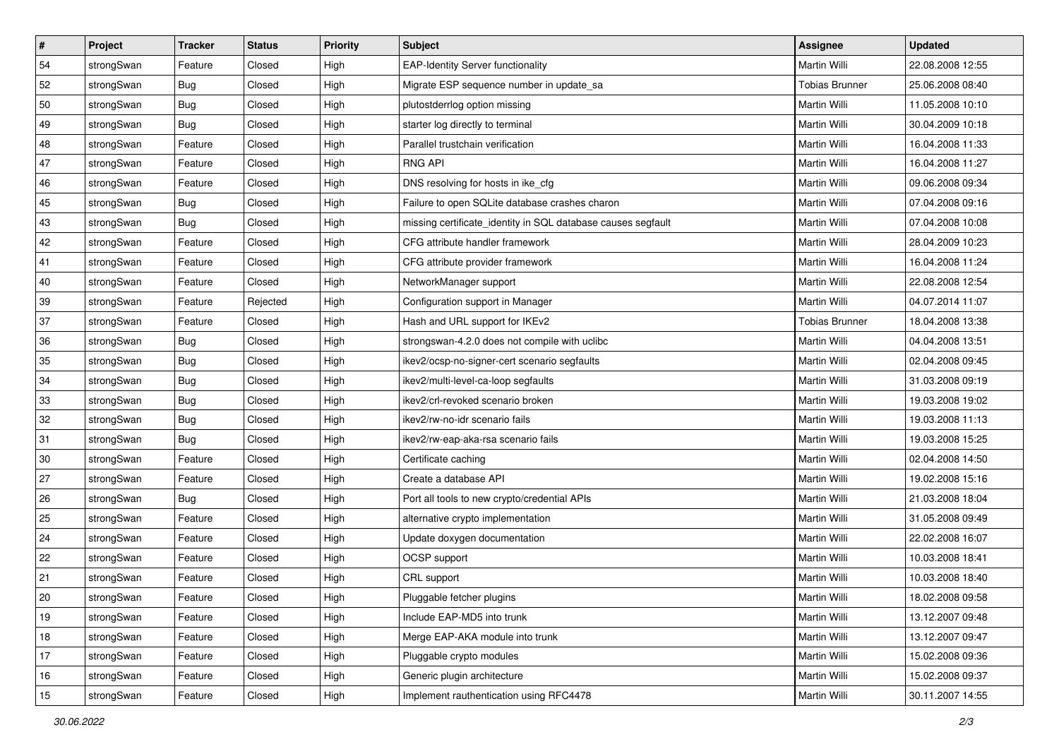| # | Project | Tracker | Status | Priority | Subject | Assignee | Updated |
|---|---|---|---|---|---|---|---|
| 54 | strongSwan | Feature | Closed | High | EAP-Identity Server functionality | Martin Willi | 22.08.2008 12:55 |
| 52 | strongSwan | Bug | Closed | High | Migrate ESP sequence number in update_sa | Tobias Brunner | 25.06.2008 08:40 |
| 50 | strongSwan | Bug | Closed | High | plutostderrlog option missing | Martin Willi | 11.05.2008 10:10 |
| 49 | strongSwan | Bug | Closed | High | starter log directly to terminal | Martin Willi | 30.04.2009 10:18 |
| 48 | strongSwan | Feature | Closed | High | Parallel trustchain verification | Martin Willi | 16.04.2008 11:33 |
| 47 | strongSwan | Feature | Closed | High | RNG API | Martin Willi | 16.04.2008 11:27 |
| 46 | strongSwan | Feature | Closed | High | DNS resolving for hosts in ike_cfg | Martin Willi | 09.06.2008 09:34 |
| 45 | strongSwan | Bug | Closed | High | Failure to open SQLite database crashes charon | Martin Willi | 07.04.2008 09:16 |
| 43 | strongSwan | Bug | Closed | High | missing certificate_identity in SQL database causes segfault | Martin Willi | 07.04.2008 10:08 |
| 42 | strongSwan | Feature | Closed | High | CFG attribute handler framework | Martin Willi | 28.04.2009 10:23 |
| 41 | strongSwan | Feature | Closed | High | CFG attribute provider framework | Martin Willi | 16.04.2008 11:24 |
| 40 | strongSwan | Feature | Closed | High | NetworkManager support | Martin Willi | 22.08.2008 12:54 |
| 39 | strongSwan | Feature | Rejected | High | Configuration support in Manager | Martin Willi | 04.07.2014 11:07 |
| 37 | strongSwan | Feature | Closed | High | Hash and URL support for IKEv2 | Tobias Brunner | 18.04.2008 13:38 |
| 36 | strongSwan | Bug | Closed | High | strongswan-4.2.0 does not compile with uclibc | Martin Willi | 04.04.2008 13:51 |
| 35 | strongSwan | Bug | Closed | High | ikev2/ocsp-no-signer-cert scenario segfaults | Martin Willi | 02.04.2008 09:45 |
| 34 | strongSwan | Bug | Closed | High | ikev2/multi-level-ca-loop segfaults | Martin Willi | 31.03.2008 09:19 |
| 33 | strongSwan | Bug | Closed | High | ikev2/crl-revoked scenario broken | Martin Willi | 19.03.2008 19:02 |
| 32 | strongSwan | Bug | Closed | High | ikev2/rw-no-idr scenario fails | Martin Willi | 19.03.2008 11:13 |
| 31 | strongSwan | Bug | Closed | High | ikev2/rw-eap-aka-rsa scenario fails | Martin Willi | 19.03.2008 15:25 |
| 30 | strongSwan | Feature | Closed | High | Certificate caching | Martin Willi | 02.04.2008 14:50 |
| 27 | strongSwan | Feature | Closed | High | Create a database API | Martin Willi | 19.02.2008 15:16 |
| 26 | strongSwan | Bug | Closed | High | Port all tools to new crypto/credential APIs | Martin Willi | 21.03.2008 18:04 |
| 25 | strongSwan | Feature | Closed | High | alternative crypto implementation | Martin Willi | 31.05.2008 09:49 |
| 24 | strongSwan | Feature | Closed | High | Update doxygen documentation | Martin Willi | 22.02.2008 16:07 |
| 22 | strongSwan | Feature | Closed | High | OCSP support | Martin Willi | 10.03.2008 18:41 |
| 21 | strongSwan | Feature | Closed | High | CRL support | Martin Willi | 10.03.2008 18:40 |
| 20 | strongSwan | Feature | Closed | High | Pluggable fetcher plugins | Martin Willi | 18.02.2008 09:58 |
| 19 | strongSwan | Feature | Closed | High | Include EAP-MD5 into trunk | Martin Willi | 13.12.2007 09:48 |
| 18 | strongSwan | Feature | Closed | High | Merge EAP-AKA module into trunk | Martin Willi | 13.12.2007 09:47 |
| 17 | strongSwan | Feature | Closed | High | Pluggable crypto modules | Martin Willi | 15.02.2008 09:36 |
| 16 | strongSwan | Feature | Closed | High | Generic plugin architecture | Martin Willi | 15.02.2008 09:37 |
| 15 | strongSwan | Feature | Closed | High | Implement rauthentication using RFC4478 | Martin Willi | 30.11.2007 14:55 |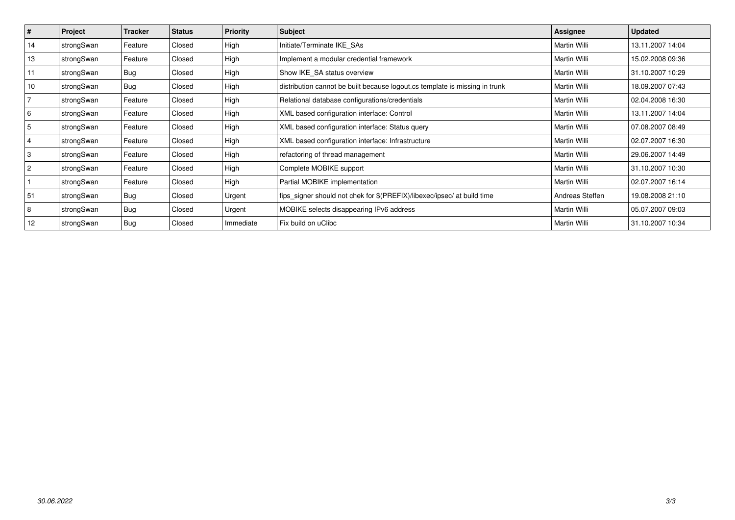| # | Project | Tracker | Status | Priority | Subject | Assignee | Updated |
| --- | --- | --- | --- | --- | --- | --- | --- |
| 14 | strongSwan | Feature | Closed | High | Initiate/Terminate IKE_SAs | Martin Willi | 13.11.2007 14:04 |
| 13 | strongSwan | Feature | Closed | High | Implement a modular credential framework | Martin Willi | 15.02.2008 09:36 |
| 11 | strongSwan | Bug | Closed | High | Show IKE_SA status overview | Martin Willi | 31.10.2007 10:29 |
| 10 | strongSwan | Bug | Closed | High | distribution cannot be built because logout.cs template is missing in trunk | Martin Willi | 18.09.2007 07:43 |
| 7 | strongSwan | Feature | Closed | High | Relational database configurations/credentials | Martin Willi | 02.04.2008 16:30 |
| 6 | strongSwan | Feature | Closed | High | XML based configuration interface: Control | Martin Willi | 13.11.2007 14:04 |
| 5 | strongSwan | Feature | Closed | High | XML based configuration interface: Status query | Martin Willi | 07.08.2007 08:49 |
| 4 | strongSwan | Feature | Closed | High | XML based configuration interface: Infrastructure | Martin Willi | 02.07.2007 16:30 |
| 3 | strongSwan | Feature | Closed | High | refactoring of thread management | Martin Willi | 29.06.2007 14:49 |
| 2 | strongSwan | Feature | Closed | High | Complete MOBIKE support | Martin Willi | 31.10.2007 10:30 |
| 1 | strongSwan | Feature | Closed | High | Partial MOBIKE implementation | Martin Willi | 02.07.2007 16:14 |
| 51 | strongSwan | Bug | Closed | Urgent | fips_signer should not chek for $(PREFIX)/libexec/ipsec/ at build time | Andreas Steffen | 19.08.2008 21:10 |
| 8 | strongSwan | Bug | Closed | Urgent | MOBIKE selects disappearing IPv6 address | Martin Willi | 05.07.2007 09:03 |
| 12 | strongSwan | Bug | Closed | Immediate | Fix build on uClibc | Martin Willi | 31.10.2007 10:34 |